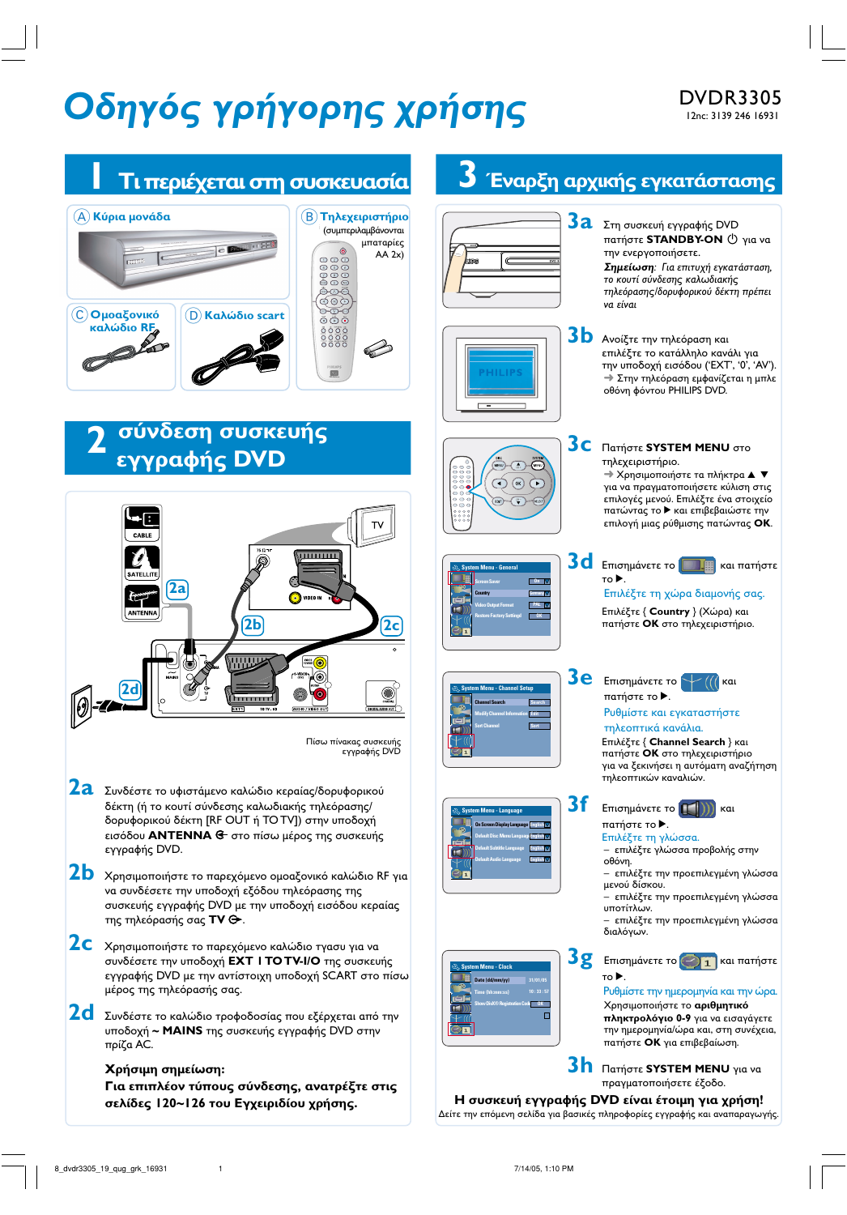# Οδηγός γρήγορης χρήσης

**DVDR3305**
12nc: 3139 246 16931

## 1 Τι περιέχεται στη συσκευασία

**A** Κύρια μονάδα

**B** Τηλεχειριστήριο (συμπεριλαμβάνονται μπαταρίες AA 2x)

**C** Ομοαξονικό καλώδιο RF

**D** Καλώδιο scart

## 2 σύνδεση συσκευής εγγραφής DVD

CABLE
SATELLITE
ANTENNA
TV

Πίσω πίνακας συσκευής εγγραφής DVD

**2a** Συνδέστε το υφιστάμενο καλώδιο κεραίας/δορυφορικού δέκτη (ή το κουτί σύνδεσης καλωδιακής τηλεόρασης/δορυφορικού δέκτη [RF OUT ή TO TV]) στην υποδοχή εισόδου **ANTENNA** στο πίσω μέρος της συσκευής εγγραφής DVD.

**2b** Χρησιμοποιήστε το παρεχόμενο ομοαξονικό καλώδιο RF για να συνδέσετε την υποδοχή εξόδου τηλεόρασης της συσκευής εγγραφής DVD με την υποδοχή εισόδου κεραίας της τηλεόρασής σας **TV**.

**2c** Χρησιμοποιήστε το παρεχόμενο καλώδιο scart για να συνδέσετε την υποδοχή **EXT 1 TO TV-I/O** της συσκευής εγγραφής DVD με την αντίστοιχη υποδοχή SCART στο πίσω μέρος της τηλεόρασής σας.

**2d** Συνδέστε το καλώδιο τροφοδοσίας που εξέρχεται από την υποδοχή **~ MAINS** της συσκευής εγγραφής DVD στην πρίζα AC.

**Χρήσιμη σημείωση:**
**Για επιπλέον τύπους σύνδεσης, ανατρέξτε στις σελίδες 120~126 του Εγχειριδίου χρήσης.**

## 3 Έναρξη αρχικής εγκατάστασης

**3a** Στη συσκευή εγγραφής DVD πατήστε **STANDBY-ON** ⏻ για να την ενεργοποιήσετε.
***Σημείωση**: Για επιτυχή εγκατάσταση, το κουτί σύνδεσης καλωδιακής τηλεόρασης/δορυφορικού δέκτη πρέπει να είναι*

**3b** Ανοίξτε την τηλεόραση και επιλέξτε το κατάλληλο κανάλι για την υποδοχή εισόδου ('EXT', '0', 'AV').
➜ Στην τηλεόραση εμφανίζεται η μπλε οθόνη φόντου PHILIPS DVD.

**3c** Πατήστε **SYSTEM MENU** στο τηλεχειριστήριο.
➜ Χρησιμοποιήστε τα πλήκτρα ▲ ▼ για να πραγματοποιήσετε κύλιση στις επιλογές μενού. Επιλέξτε ένα στοιχείο πατώντας το ▶ και επιβεβαιώστε την επιλογή μιας ρύθμισης πατώντας **OK**.

**3d** Επισημάνετε το [εικονίδιο] και πατήστε το ▶.
Επιλέξτε τη χώρα διαμονής σας.
Επιλέξτε { **Country** } (Χώρα) και πατήστε **OK** στο τηλεχειριστήριο.

**3e** Επισημάνετε το [εικονίδιο] και πατήστε το ▶.
Ρυθμίστε και εγκαταστήστε τηλεοπτικά κανάλια.
Επιλέξτε { **Channel Search** } και πατήστε **OK** στο τηλεχειριστήριο για να ξεκινήσει η αυτόματη αναζήτηση τηλεοπτικών καναλιών.

**3f** Επισημάνετε το [εικονίδιο] και πατήστε το ▶.
Επιλέξτε τη γλώσσα.
– επιλέξτε γλώσσα προβολής στην οθόνη.
– επιλέξτε την προεπιλεγμένη γλώσσα μενού δίσκου.
– επιλέξτε την προεπιλεγμένη γλώσσα υποτίτλων.
– επιλέξτε την προεπιλεγμένη γλώσσα διαλόγων.

**3g** Επισημάνετε το [εικονίδιο] και πατήστε το ▶.
Ρυθμίστε την ημερομηνία και την ώρα.
Χρησιμοποιήστε το **αριθμητικό πληκτρολόγιο 0-9** για να εισαγάγετε την ημερομηνία/ώρα και, στη συνέχεια, πατήστε **OK** για επιβεβαίωση.

**3h** Πατήστε **SYSTEM MENU** για να πραγματοποιήσετε έξοδο.

**Η συσκευή εγγραφής DVD είναι έτοιμη για χρήση!**
Δείτε την επόμενη σελίδα για βασικές πληροφορίες εγγραφής και αναπαραγωγής.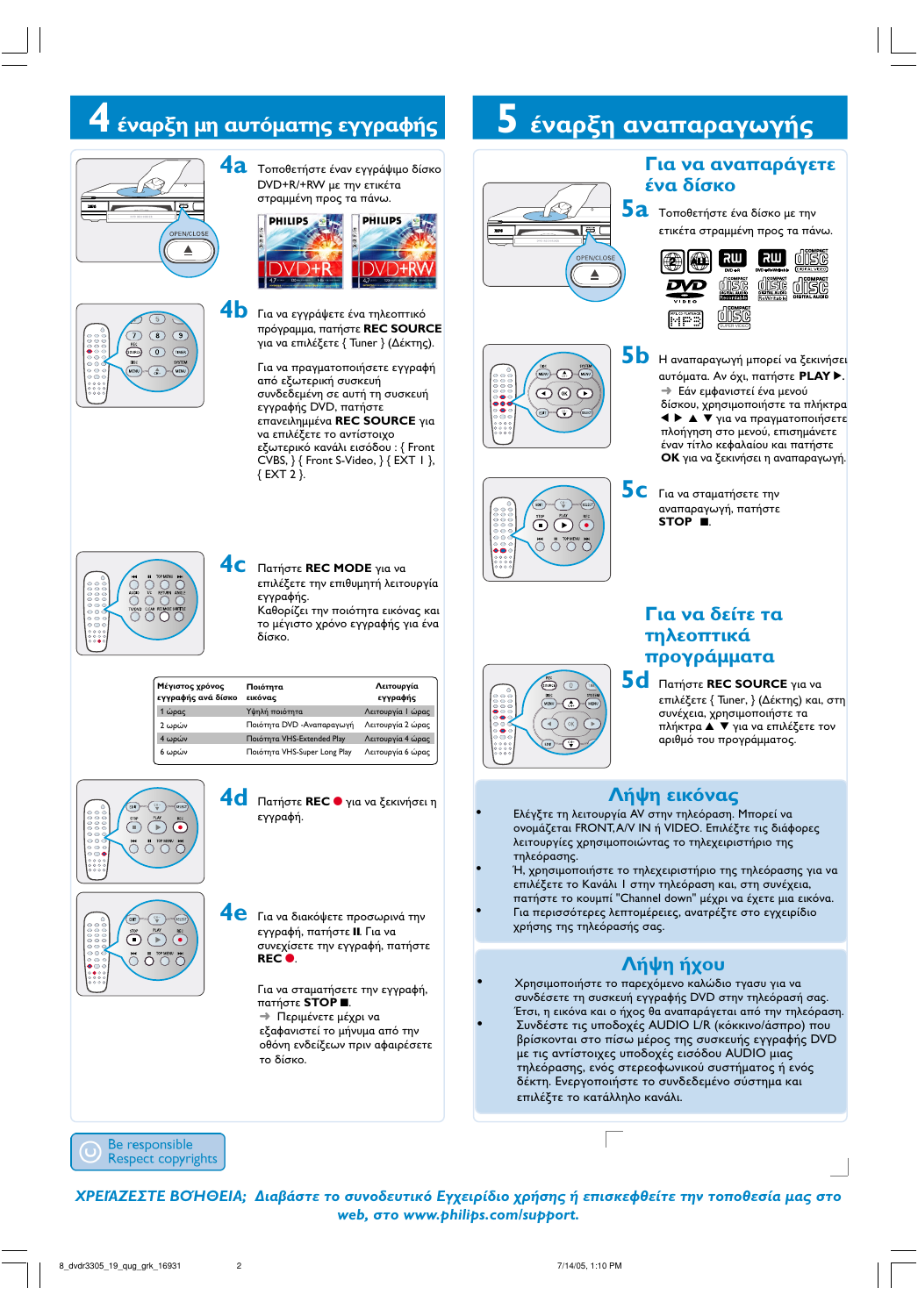# 4 έναρξη μη αυτόματης εγγραφής

**4a** Τοποθετήστε έναν εγγράψιμο δίσκο DVD+R/+RW με την ετικέτα στραμμένη προς τα πάνω.

**4b** Για να εγγράψετε ένα τηλεοπτικό πρόγραμμα, πατήστε **REC SOURCE** για να επιλέξετε { Tuner } (Δέκτης).

Για να πραγματοποιήσετε εγγραφή από εξωτερική συσκευή συνδεδεμένη σε αυτή τη συσκευή εγγραφής DVD, πατήστε επανειλημμένα **REC SOURCE** για να επιλέξετε το αντίστοιχο εξωτερικό κανάλι εισόδου : { Front CVBS, } { Front S-Video, } { EXT 1 }, { EXT 2 }.

**4c** Πατήστε **REC MODE** για να επιλέξετε την επιθυμητή λειτουργία εγγραφής.
Καθορίζει την ποιότητα εικόνας και το μέγιστο χρόνο εγγραφής για ένα δίσκο.

| Μέγιστος χρόνος εγγραφής ανά δίσκο | Ποιότητα εικόνας | Λειτουργία εγγραφής |
|---|---|---|
| 1 ώρας | Υψηλή ποιότητα | Λειτουργία 1 ώρας |
| 2 ωρών | Ποιότητα DVD -Αναπαραγωγή | Λειτουργία 2 ώρας |
| 4 ωρών | Ποιότητα VHS-Extended Play | Λειτουργία 4 ώρας |
| 6 ωρών | Ποιότητα VHS-Super Long Play | Λειτουργία 6 ώρας |

**4d** Πατήστε **REC ●** για να ξεκινήσει η εγγραφή.

**4e** Για να διακόψετε προσωρινά την εγγραφή, πατήστε **II**. Για να συνεχίσετε την εγγραφή, πατήστε **REC ●**.

Για να σταματήσετε την εγγραφή, πατήστε **STOP ■**.
➜ Περιμένετε μέχρι να εξαφανιστεί το μήνυμα από την οθόνη ενδείξεων πριν αφαιρέσετε το δίσκο.

# 5 έναρξη αναπαραγωγής

## Για να αναπαράγετε ένα δίσκο

**5a** Τοποθετήστε ένα δίσκο με την ετικέτα στραμμένη προς τα πάνω.

**5b** Η αναπαραγωγή μπορεί να ξεκινήσει αυτόματα. Αν όχι, πατήστε **PLAY ▶**.
➜ Εάν εμφανιστεί ένα μενού δίσκου, χρησιμοποιήστε τα πλήκτρα ◀ ▶ ▲ ▼ για να πραγματοποιήσετε πλοήγηση στο μενού, επισημάνετε έναν τίτλο κεφαλαίου και πατήστε **OK** για να ξεκινήσει η αναπαραγωγή.

**5c** Για να σταματήσετε την αναπαραγωγή, πατήστε **STOP ■**.

## Για να δείτε τα τηλεοπτικά προγράμματα

**5d** Πατήστε **REC SOURCE** για να επιλέξετε { Tuner, } (Δέκτης) και, στη συνέχεια, χρησιμοποιήστε τα πλήκτρα ▲ ▼ για να επιλέξετε τον αριθμό του προγράμματος.

## Λήψη εικόνας

- Ελέγξτε τη λειτουργία AV στην τηλεόραση. Μπορεί να ονομάζεται FRONT,A/V IN ή VIDEO. Επιλέξτε τις διάφορες λειτουργίες χρησιμοποιώντας το τηλεχειριστήριο της τηλεόρασης.
- Ή, χρησιμοποιήστε το τηλεχειριστήριο της τηλεόρασης για να επιλέξετε το Κανάλι 1 στην τηλεόραση και, στη συνέχεια, πατήστε το κουμπί "Channel down" μέχρι να έχετε μια εικόνα.
- Για περισσότερες λεπτομέρειες, ανατρέξτε στο εγχειρίδιο χρήσης της τηλεόρασής σας.

## Λήψη ήχου

- Χρησιμοποιήστε το παρεχόμενο καλώδιο ήχου για να συνδέσετε τη συσκευή εγγραφής DVD στην τηλεόρασή σας. Έτσι, η εικόνα και ο ήχος θα αναπαράγεται από την τηλεόραση.
- Συνδέστε τις υποδοχές AUDIO L/R (κόκκινο/άσπρο) που βρίσκονται στο πίσω μέρος της συσκευής εγγραφής DVD με τις αντίστοιχες υποδοχές εισόδου AUDIO μιας τηλεόρασης, ενός στερεοφωνικού συστήματος ή ενός δέκτη. Ενεργοποιήστε το συνδεδεμένο σύστημα και επιλέξτε το κατάλληλο κανάλι.

Be responsible
Respect copyrights

*ΧΡΕΙΑΖΕΣΤΕ ΒΟΗΘΕΙΑ; Διαβάστε το συνοδευτικό Εγχειρίδιο χρήσης ή επισκεφθείτε την τοποθεσία μας στο web, στο www.philips.com/support.*